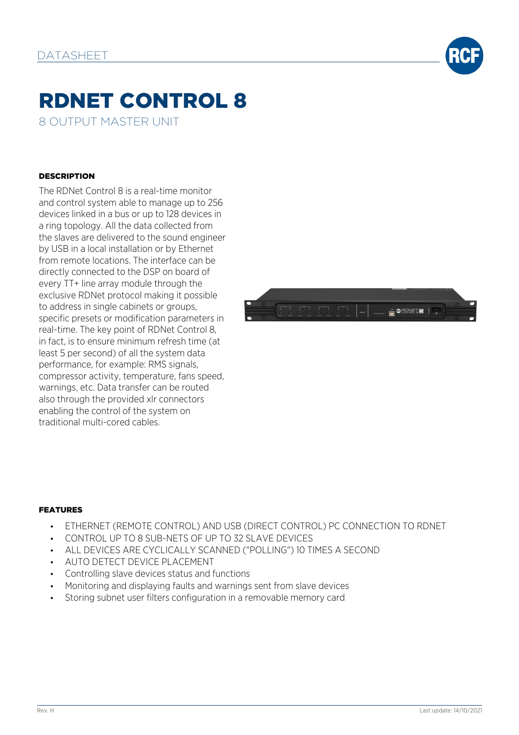DATASHEET

# RDNET CONTROL 8

8 OUTPUT MASTER UNIT

### DESCRIPTION

The RDNet Control 8 is a real-time monitor and control system able to manage up to 256 devices linked in a bus or up to 128 devices in a ring topology. All the data collected from the slaves are delivered to the sound engineer by USB in a local installation or by Ethernet from remote locations. The interface can be directly connected to the DSP on board of every TT+ line array module through the exclusive RDNet protocol making it possible to address in single cabinets or groups, specific presets or modification parameters in real-time. The key point of RDNet Control 8, in fact, is to ensure minimum refresh time (at least 5 per second) of all the system data performance, for example: RMS signals, compressor activity, temperature, fans speed, warnings, etc. Data transfer can be routed also through the provided xlr connectors enabling the control of the system on traditional multi-cored cables.

### FEATURES

- ETHERNET (REMOTE CONTROL) AND USB (DIRECT CONTROL) PC CONNECTION TO RDNET
- CONTROL UP TO 8 SUB-NETS OF UP TO 32 SLAVE DEVICES
- ALL DEVICES ARE CYCLICALLY SCANNED ("POLLING") 10 TIMES A SECOND
- AUTO DETECT DEVICE PLACEMENT
- Controlling slave devices status and functions
- Monitoring and displaying faults and warnings sent from slave devices
- Storing subnet user filters configuration in a removable memory card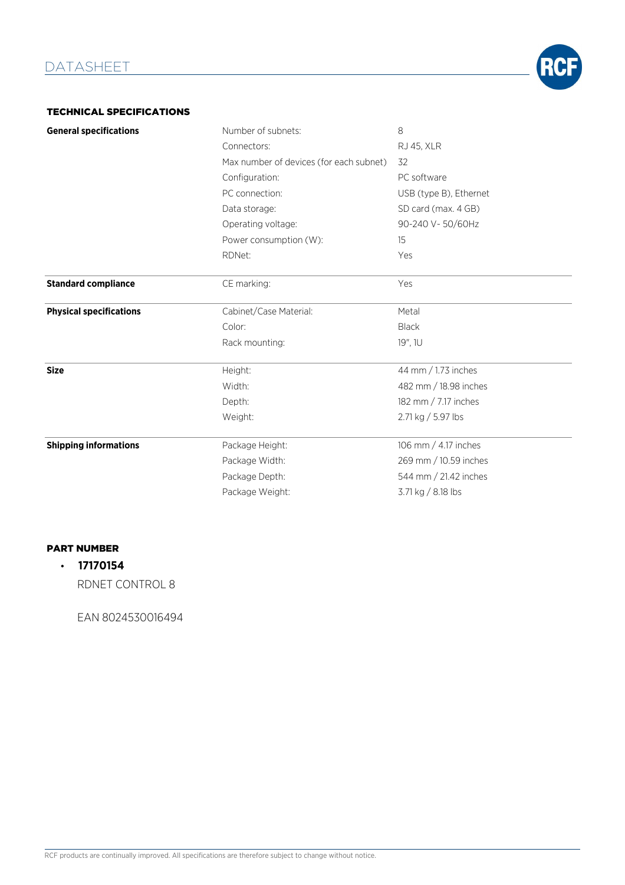## TECHNICAL SPECIFICATIONS

| | | |
|---|---|---|
| **General specifications** | Number of subnets: | 8 |
| | Connectors: | RJ 45, XLR |
| | Max number of devices (for each subnet) | 32 |
| | Configuration: | PC software |
| | PC connection: | USB (type B), Ethernet |
| | Data storage: | SD card (max. 4 GB) |
| | Operating voltage: | 90-240 V- 50/60Hz |
| | Power consumption (W): | 15 |
| | RDNet: | Yes |
| **Standard compliance** | CE marking: | Yes |
| **Physical specifications** | Cabinet/Case Material: | Metal |
| | Color: | Black |
| | Rack mounting: | 19", 1U |
| **Size** | Height: | 44 mm / 1.73 inches |
| | Width: | 482 mm / 18.98 inches |
| | Depth: | 182 mm / 7.17 inches |
| | Weight: | 2.71 kg / 5.97 lbs |
| **Shipping informations** | Package Height: | 106 mm / 4.17 inches |
| | Package Width: | 269 mm / 10.59 inches |
| | Package Depth: | 544 mm / 21.42 inches |
| | Package Weight: | 3.71 kg / 8.18 lbs |

## PART NUMBER

- **17170154**

  RDNET CONTROL 8

  EAN 8024530016494

RCF products are continually improved. All specifications are therefore subject to change without notice.